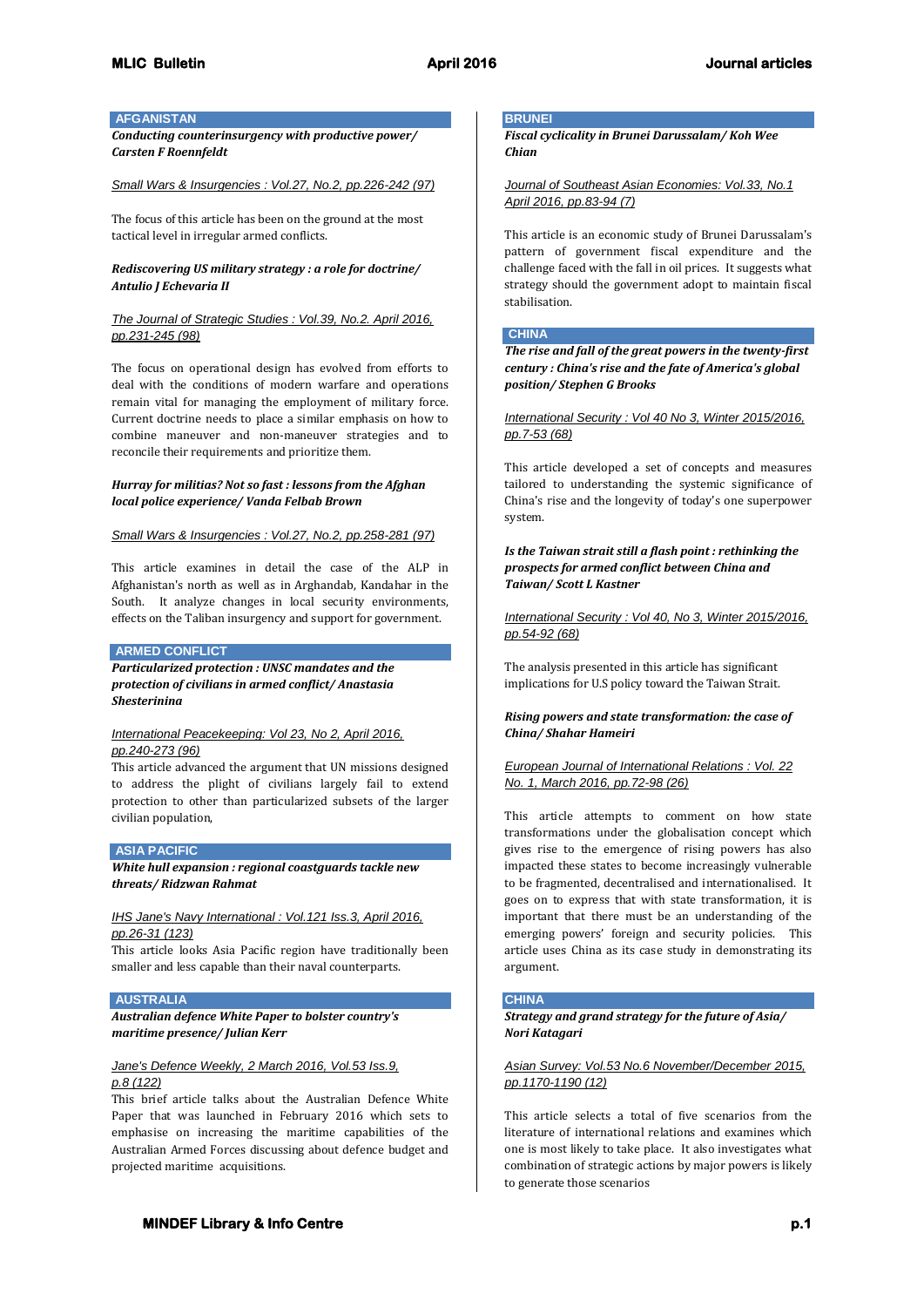## AFGANISTAN

***Conducting counterinsurgency with productive power/ Carsten F Roennfeldt***

Small Wars & Insurgencies : Vol.27, No.2, pp.226-242 (97)

The focus of this article has been on the ground at the most tactical level in irregular armed conflicts.

***Rediscovering US military strategy : a role for doctrine/ Antulio J Echevaria II***

The Journal of Strategic Studies : Vol.39, No.2. April 2016, pp.231-245 (98)

The focus on operational design has evolved from efforts to deal with the conditions of modern warfare and operations remain vital for managing the employment of military force. Current doctrine needs to place a similar emphasis on how to combine maneuver and non-maneuver strategies and to reconcile their requirements and prioritize them.

***Hurray for militias? Not so fast : lessons from the Afghan local police experience/ Vanda Felbab Brown***

Small Wars & Insurgencies : Vol.27, No.2, pp.258-281 (97)

This article examines in detail the case of the ALP in Afghanistan's north as well as in Arghandab, Kandahar in the South. It analyze changes in local security environments, effects on the Taliban insurgency and support for government.

## ARMED CONFLICT

***Particularized protection : UNSC mandates and the protection of civilians in armed conflict/ Anastasia Shesterinina***

International Peacekeeping: Vol 23, No 2, April 2016, pp.240-273 (96)

This article advanced the argument that UN missions designed to address the plight of civilians largely fail to extend protection to other than particularized subsets of the larger civilian population,

## ASIA PACIFIC

***White hull expansion : regional coastguards tackle new threats/ Ridzwan Rahmat***

IHS Jane's Navy International : Vol.121 Iss.3, April 2016, pp.26-31 (123)

This article looks Asia Pacific region have traditionally been smaller and less capable than their naval counterparts.

## AUSTRALIA

***Australian defence White Paper to bolster country's maritime presence/ Julian Kerr***

Jane's Defence Weekly, 2 March 2016, Vol.53 Iss.9, p.8 (122)

This brief article talks about the Australian Defence White Paper that was launched in February 2016 which sets to emphasise on increasing the maritime capabilities of the Australian Armed Forces discussing about defence budget and projected maritime acquisitions.

## BRUNEI

***Fiscal cyclicality in Brunei Darussalam/ Koh Wee Chian***

Journal of Southeast Asian Economies: Vol.33, No.1 April 2016, pp.83-94 (7)

This article is an economic study of Brunei Darussalam's pattern of government fiscal expenditure and the challenge faced with the fall in oil prices. It suggests what strategy should the government adopt to maintain fiscal stabilisation.

## CHINA

***The rise and fall of the great powers in the twenty-first century : China's rise and the fate of America's global position/ Stephen G Brooks***

International Security : Vol 40 No 3, Winter 2015/2016, pp.7-53 (68)

This article developed a set of concepts and measures tailored to understanding the systemic significance of China's rise and the longevity of today's one superpower system.

***Is the Taiwan strait still a flash point : rethinking the prospects for armed conflict between China and Taiwan/ Scott L Kastner***

International Security : Vol 40, No 3, Winter 2015/2016, pp.54-92 (68)

The analysis presented in this article has significant implications for U.S policy toward the Taiwan Strait.

***Rising powers and state transformation: the case of China/ Shahar Hameiri***

European Journal of International Relations : Vol. 22 No. 1, March 2016, pp.72-98 (26)

This article attempts to comment on how state transformations under the globalisation concept which gives rise to the emergence of rising powers has also impacted these states to become increasingly vulnerable to be fragmented, decentralised and internationalised. It goes on to express that with state transformation, it is important that there must be an understanding of the emerging powers' foreign and security policies. This article uses China as its case study in demonstrating its argument.

## CHINA

***Strategy and grand strategy for the future of Asia/ Nori Katagari***

Asian Survey: Vol.53 No.6 November/December 2015, pp.1170-1190 (12)

This article selects a total of five scenarios from the literature of international relations and examines which one is most likely to take place. It also investigates what combination of strategic actions by major powers is likely to generate those scenarios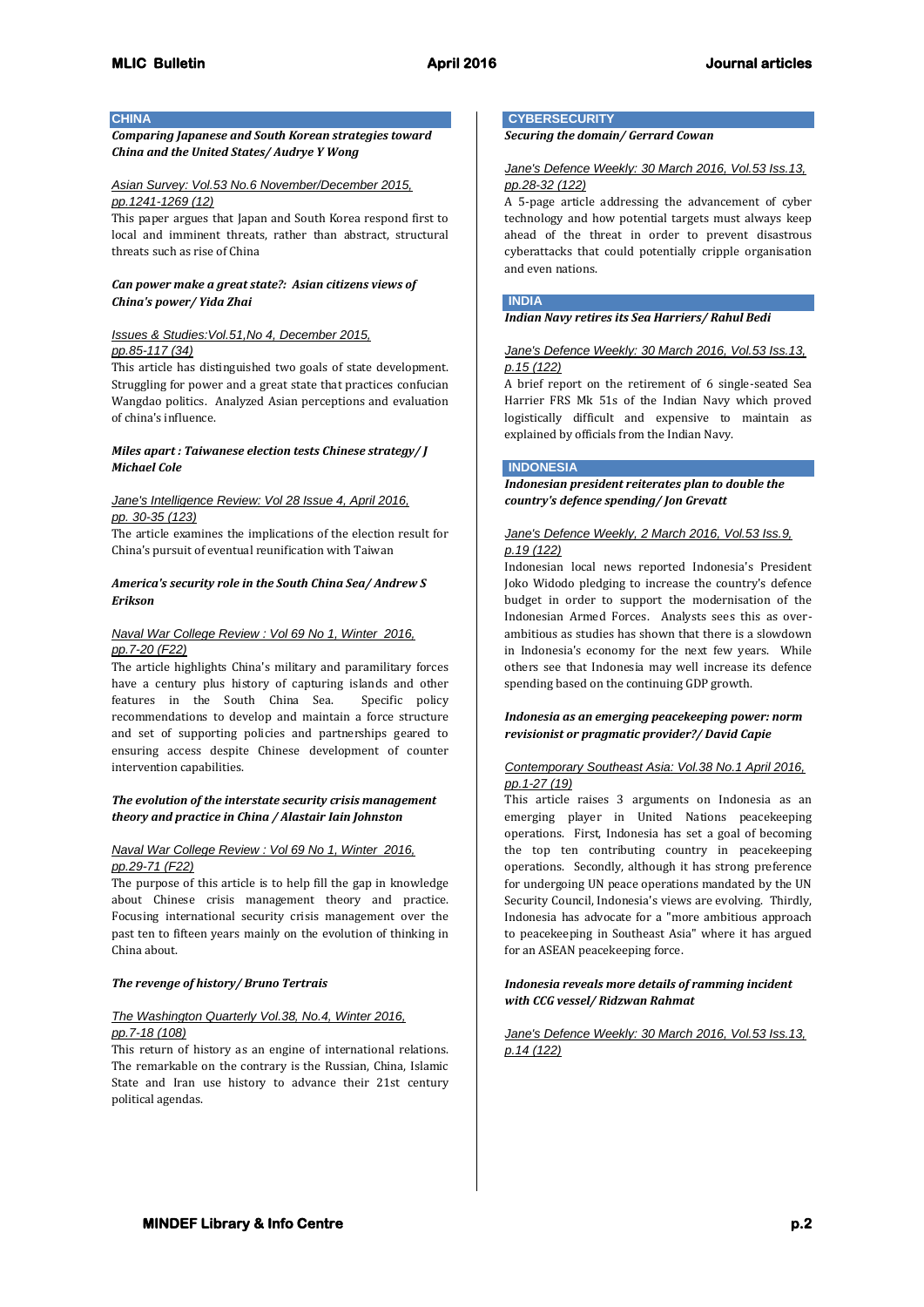## CHINA

***Comparing Japanese and South Korean strategies toward China and the United States/ Audrye Y Wong***

*Asian Survey: Vol.53 No.6 November/December 2015, pp.1241-1269 (12)*

This paper argues that Japan and South Korea respond first to local and imminent threats, rather than abstract, structural threats such as rise of China

***Can power make a great state?: Asian citizens views of China's power/ Yida Zhai***

*Issues & Studies:Vol.51,No 4, December 2015, pp.85-117 (34)*

This article has distinguished two goals of state development. Struggling for power and a great state that practices confucian Wangdao politics. Analyzed Asian perceptions and evaluation of china's influence.

***Miles apart : Taiwanese election tests Chinese strategy/ J Michael Cole***

*Jane's Intelligence Review: Vol 28 Issue 4, April 2016, pp. 30-35 (123)*

The article examines the implications of the election result for China's pursuit of eventual reunification with Taiwan

***America's security role in the South China Sea/ Andrew S Erikson***

*Naval War College Review : Vol 69 No 1, Winter 2016, pp.7-20 (F22)*

The article highlights China's military and paramilitary forces have a century plus history of capturing islands and other features in the South China Sea. Specific policy recommendations to develop and maintain a force structure and set of supporting policies and partnerships geared to ensuring access despite Chinese development of counter intervention capabilities.

***The evolution of the interstate security crisis management theory and practice in China / Alastair Iain Johnston***

*Naval War College Review : Vol 69 No 1, Winter 2016, pp.29-71 (F22)*

The purpose of this article is to help fill the gap in knowledge about Chinese crisis management theory and practice. Focusing international security crisis management over the past ten to fifteen years mainly on the evolution of thinking in China about.

***The revenge of history/ Bruno Tertrais***

*The Washington Quarterly Vol.38, No.4, Winter 2016, pp.7-18 (108)*

This return of history as an engine of international relations. The remarkable on the contrary is the Russian, China, Islamic State and Iran use history to advance their 21st century political agendas.

## CYBERSECURITY

***Securing the domain/ Gerrard Cowan***

*Jane's Defence Weekly: 30 March 2016, Vol.53 Iss.13, pp.28-32 (122)*

A 5-page article addressing the advancement of cyber technology and how potential targets must always keep ahead of the threat in order to prevent disastrous cyberattacks that could potentially cripple organisation and even nations.

## INDIA

***Indian Navy retires its Sea Harriers/ Rahul Bedi***

*Jane's Defence Weekly: 30 March 2016, Vol.53 Iss.13, p.15 (122)*

A brief report on the retirement of 6 single-seated Sea Harrier FRS Mk 51s of the Indian Navy which proved logistically difficult and expensive to maintain as explained by officials from the Indian Navy.

## INDONESIA

***Indonesian president reiterates plan to double the country's defence spending/ Jon Grevatt***

*Jane's Defence Weekly, 2 March 2016, Vol.53 Iss.9, p.19 (122)*

Indonesian local news reported Indonesia's President Joko Widodo pledging to increase the country's defence budget in order to support the modernisation of the Indonesian Armed Forces. Analysts sees this as over-ambitious as studies has shown that there is a slowdown in Indonesia's economy for the next few years. While others see that Indonesia may well increase its defence spending based on the continuing GDP growth.

***Indonesia as an emerging peacekeeping power: norm revisionist or pragmatic provider?/ David Capie***

*Contemporary Southeast Asia: Vol.38 No.1 April 2016, pp.1-27 (19)*

This article raises 3 arguments on Indonesia as an emerging player in United Nations peacekeeping operations. First, Indonesia has set a goal of becoming the top ten contributing country in peacekeeping operations. Secondly, although it has strong preference for undergoing UN peace operations mandated by the UN Security Council, Indonesia's views are evolving. Thirdly, Indonesia has advocate for a "more ambitious approach to peacekeeping in Southeast Asia" where it has argued for an ASEAN peacekeeping force.

***Indonesia reveals more details of ramming incident with CCG vessel/ Ridzwan Rahmat***

*Jane's Defence Weekly: 30 March 2016, Vol.53 Iss.13, p.14 (122)*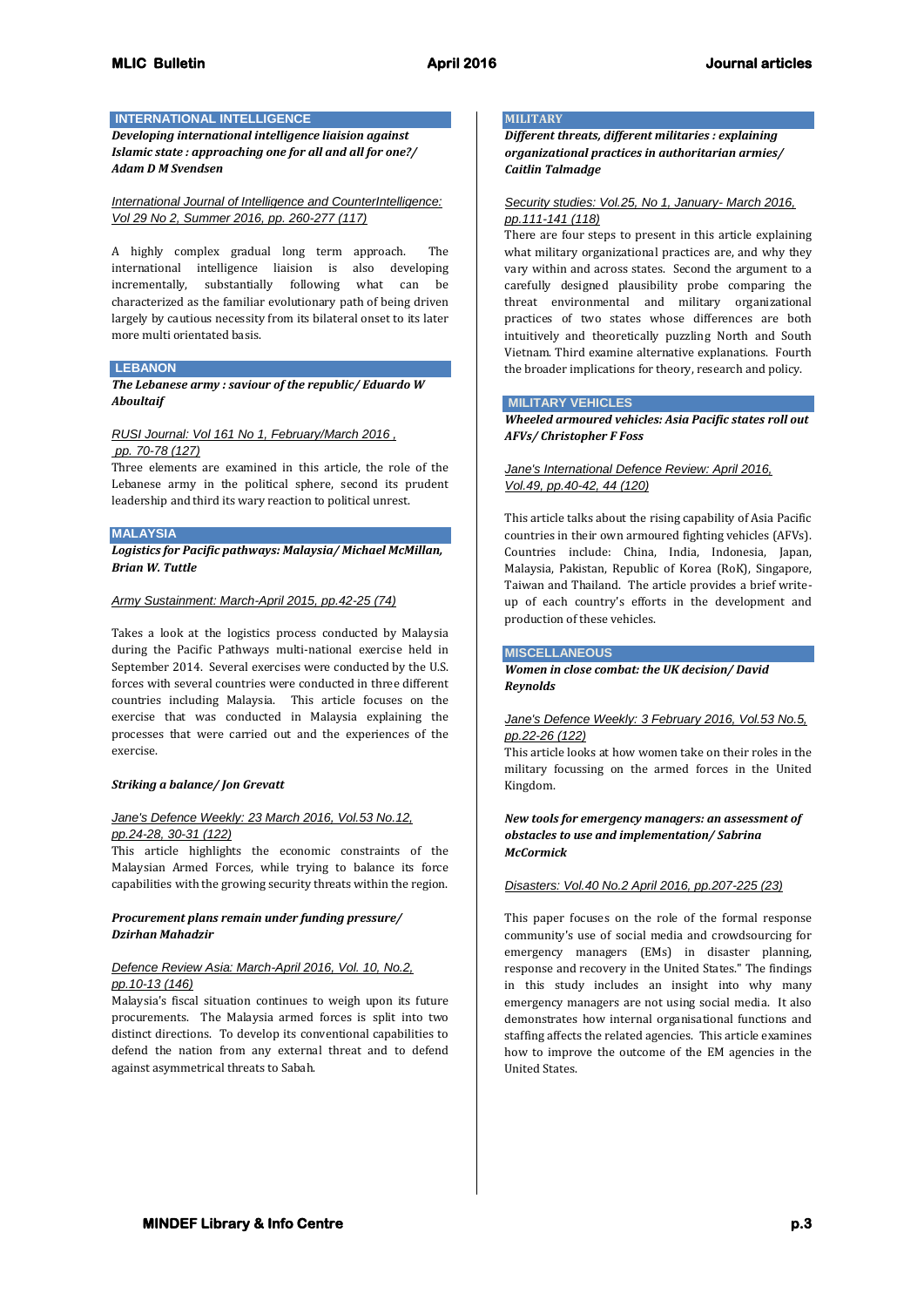## INTERNATIONAL INTELLIGENCE

***Developing international intelligence liaison against Islamic state : approaching one for all and all for one?/ Adam D M Svendsen***

International Journal of Intelligence and CounterIntelligence: Vol 29 No 2, Summer 2016, pp. 260-277 (117)

A highly complex gradual long term approach. The international intelligence liaison is also developing incrementally, substantially following what can be characterized as the familiar evolutionary path of being driven largely by cautious necessity from its bilateral onset to its later more multi orientated basis.

## LEBANON

***The Lebanese army : saviour of the republic/ Eduardo W Aboultaif***

RUSI Journal: Vol 161 No 1, February/March 2016 , pp. 70-78 (127)

Three elements are examined in this article, the role of the Lebanese army in the political sphere, second its prudent leadership and third its wary reaction to political unrest.

## MALAYSIA

***Logistics for Pacific pathways: Malaysia/ Michael McMillan, Brian W. Tuttle***

Army Sustainment: March-April 2015, pp.42-25 (74)

Takes a look at the logistics process conducted by Malaysia during the Pacific Pathways multi-national exercise held in September 2014. Several exercises were conducted by the U.S. forces with several countries were conducted in three different countries including Malaysia. This article focuses on the exercise that was conducted in Malaysia explaining the processes that were carried out and the experiences of the exercise.

***Striking a balance/ Jon Grevatt***

Jane's Defence Weekly: 23 March 2016, Vol.53 No.12, pp.24-28, 30-31 (122)

This article highlights the economic constraints of the Malaysian Armed Forces, while trying to balance its force capabilities with the growing security threats within the region.

***Procurement plans remain under funding pressure/ Dzirhan Mahadzir***

Defence Review Asia: March-April 2016, Vol. 10, No.2, pp.10-13 (146)

Malaysia's fiscal situation continues to weigh upon its future procurements. The Malaysia armed forces is split into two distinct directions. To develop its conventional capabilities to defend the nation from any external threat and to defend against asymmetrical threats to Sabah.

## MILITARY

***Different threats, different militaries : explaining organizational practices in authoritarian armies/ Caitlin Talmadge***

Security studies: Vol.25, No 1, January- March 2016, pp.111-141 (118)

There are four steps to present in this article explaining what military organizational practices are, and why they vary within and across states. Second the argument to a carefully designed plausibility probe comparing the threat environmental and military organizational practices of two states whose differences are both intuitively and theoretically puzzling North and South Vietnam. Third examine alternative explanations. Fourth the broader implications for theory, research and policy.

## MILITARY VEHICLES

***Wheeled armoured vehicles: Asia Pacific states roll out AFVs/ Christopher F Foss***

Jane's International Defence Review: April 2016, Vol.49, pp.40-42, 44 (120)

This article talks about the rising capability of Asia Pacific countries in their own armoured fighting vehicles (AFVs). Countries include: China, India, Indonesia, Japan, Malaysia, Pakistan, Republic of Korea (RoK), Singapore, Taiwan and Thailand. The article provides a brief write-up of each country's efforts in the development and production of these vehicles.

## MISCELLANEOUS

***Women in close combat: the UK decision/ David Reynolds***

Jane's Defence Weekly: 3 February 2016, Vol.53 No.5, pp.22-26 (122)

This article looks at how women take on their roles in the military focussing on the armed forces in the United Kingdom.

***New tools for emergency managers: an assessment of obstacles to use and implementation/ Sabrina McCormick***

Disasters: Vol.40 No.2 April 2016, pp.207-225 (23)

This paper focuses on the role of the formal response community's use of social media and crowdsourcing for emergency managers (EMs) in disaster planning, response and recovery in the United States." The findings in this study includes an insight into why many emergency managers are not using social media. It also demonstrates how internal organisational functions and staffing affects the related agencies. This article examines how to improve the outcome of the EM agencies in the United States.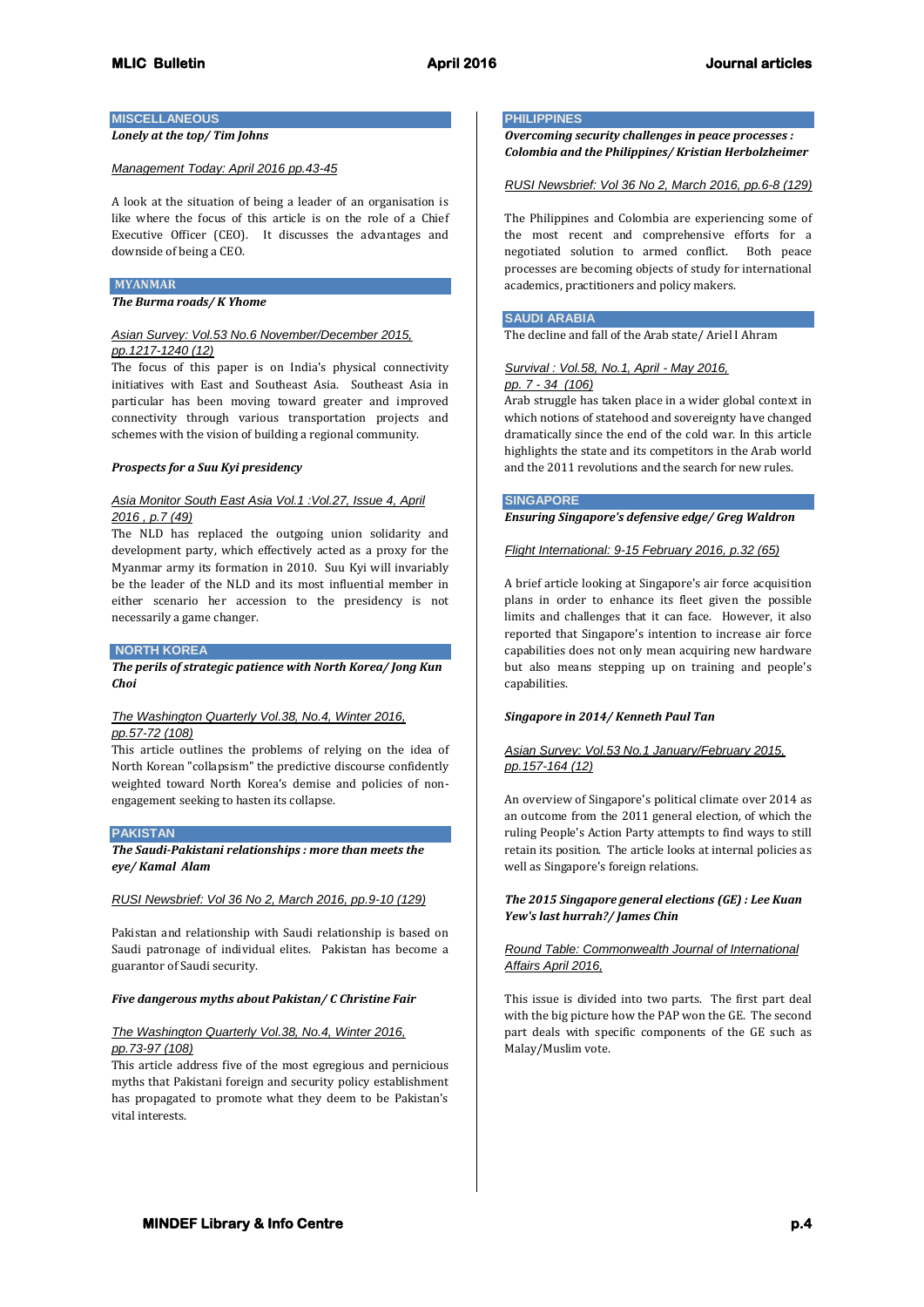## MISCELLANEOUS

***Lonely at the top/ Tim Johns***

Management Today: April 2016 pp.43-45

A look at the situation of being a leader of an organisation is like where the focus of this article is on the role of a Chief Executive Officer (CEO). It discusses the advantages and downside of being a CEO.

## MYANMAR

***The Burma roads/ K Yhome***

Asian Survey: Vol.53 No.6 November/December 2015, pp.1217-1240 (12)

The focus of this paper is on India's physical connectivity initiatives with East and Southeast Asia. Southeast Asia in particular has been moving toward greater and improved connectivity through various transportation projects and schemes with the vision of building a regional community.

***Prospects for a Suu Kyi presidency***

Asia Monitor South East Asia Vol.1 :Vol.27, Issue 4, April 2016 , p.7 (49)

The NLD has replaced the outgoing union solidarity and development party, which effectively acted as a proxy for the Myanmar army its formation in 2010. Suu Kyi will invariably be the leader of the NLD and its most influential member in either scenario her accession to the presidency is not necessarily a game changer.

## NORTH KOREA

***The perils of strategic patience with North Korea/ Jong Kun Choi***

The Washington Quarterly Vol.38, No.4, Winter 2016, pp.57-72 (108)

This article outlines the problems of relying on the idea of North Korean "collapsism" the predictive discourse confidently weighted toward North Korea's demise and policies of non-engagement seeking to hasten its collapse.

## PAKISTAN

***The Saudi-Pakistani relationships : more than meets the eye/ Kamal Alam***

RUSI Newsbrief: Vol 36 No 2, March 2016, pp.9-10 (129)

Pakistan and relationship with Saudi relationship is based on Saudi patronage of individual elites. Pakistan has become a guarantor of Saudi security.

***Five dangerous myths about Pakistan/ C Christine Fair***

The Washington Quarterly Vol.38, No.4, Winter 2016, pp.73-97 (108)

This article address five of the most egregious and pernicious myths that Pakistani foreign and security policy establishment has propagated to promote what they deem to be Pakistan's vital interests.

## PHILIPPINES

***Overcoming security challenges in peace processes : Colombia and the Philippines/ Kristian Herbolzheimer***

RUSI Newsbrief: Vol 36 No 2, March 2016, pp.6-8 (129)

The Philippines and Colombia are experiencing some of the most recent and comprehensive efforts for a negotiated solution to armed conflict. Both peace processes are becoming objects of study for international academics, practitioners and policy makers.

## SAUDI ARABIA

The decline and fall of the Arab state/ Ariel I Ahram

Survival : Vol.58, No.1, April - May 2016, pp. 7 - 34 (106)

Arab struggle has taken place in a wider global context in which notions of statehood and sovereignty have changed dramatically since the end of the cold war. In this article highlights the state and its competitors in the Arab world and the 2011 revolutions and the search for new rules.

## SINGAPORE

***Ensuring Singapore's defensive edge/ Greg Waldron***

Flight International: 9-15 February 2016, p.32 (65)

A brief article looking at Singapore's air force acquisition plans in order to enhance its fleet given the possible limits and challenges that it can face. However, it also reported that Singapore's intention to increase air force capabilities does not only mean acquiring new hardware but also means stepping up on training and people's capabilities.

***Singapore in 2014/ Kenneth Paul Tan***

Asian Survey: Vol.53 No.1 January/February 2015, pp.157-164 (12)

An overview of Singapore's political climate over 2014 as an outcome from the 2011 general election, of which the ruling People's Action Party attempts to find ways to still retain its position. The article looks at internal policies as well as Singapore's foreign relations.

***The 2015 Singapore general elections (GE) : Lee Kuan Yew's last hurrah?/ James Chin***

Round Table: Commonwealth Journal of International Affairs April 2016,

This issue is divided into two parts. The first part deal with the big picture how the PAP won the GE. The second part deals with specific components of the GE such as Malay/Muslim vote.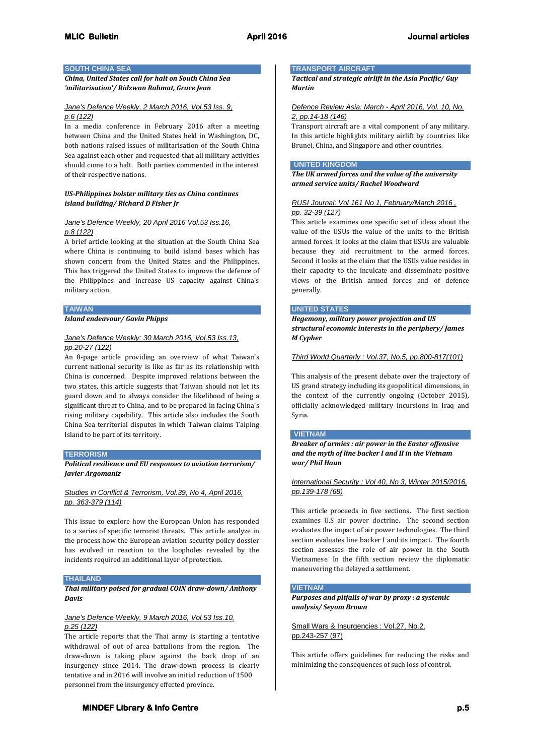## SOUTH CHINA SEA

***China, United States call for halt on South China Sea 'militarisation'/ Ridzwan Rahmat, Grace Jean***

Jane's Defence Weekly, 2 March 2016, Vol.53 Iss. 9, p.6 (122)

In a media conference in February 2016 after a meeting between China and the United States held in Washington, DC, both nations raised issues of militarisation of the South China Sea against each other and requested that all military activities should come to a halt. Both parties commented in the interest of their respective nations.

***US-Philippines bolster military ties as China continues island building/ Richard D Fisher Jr***

Jane's Defence Weekly, 20 April 2016 Vol.53 Iss.16, p.8 (122)

A brief article looking at the situation at the South China Sea where China is continuing to build island bases which has shown concern from the United States and the Philippines. This has triggered the United States to improve the defence of the Philippines and increase US capacity against China's military action.

## TAIWAN

***Island endeavour/ Gavin Phipps***

Jane's Defence Weekly: 30 March 2016, Vol.53 Iss.13, pp.20-27 (122)

An 8-page article providing an overview of what Taiwan's current national security is like as far as its relationship with China is concerned. Despite improved relations between the two states, this article suggests that Taiwan should not let its guard down and to always consider the likelihood of being a significant threat to China, and to be prepared in facing China's rising military capability. This article also includes the South China Sea territorial disputes in which Taiwan claims Taiping Island to be part of its territory.

## TERRORISM

***Political resilience and EU responses to aviation terrorism/ Javier Argomaniz***

Studies in Conflict & Terrorism, Vol.39, No 4, April 2016, pp. 363-379 (114)

This issue to explore how the European Union has responded to a series of specific terrorist threats. This article analyze in the process how the European aviation security policy dossier has evolved in reaction to the loopholes revealed by the incidents required an additional layer of protection.

## THAILAND

***Thai military poised for gradual COIN draw-down/ Anthony Davis***

Jane's Defence Weekly, 9 March 2016, Vol.53 Iss.10, p.25 (122)

The article reports that the Thai army is starting a tentative withdrawal of out of area battalions from the region. The draw-down is taking place against the back drop of an insurgency since 2014. The draw-down process is clearly tentative and in 2016 will involve an initial reduction of 1500 personnel from the insurgency effected province.

## TRANSPORT AIRCRAFT

***Tactical and strategic airlift in the Asia Pacific/ Guy Martin***

Defence Review Asia: March - April 2016, Vol. 10, No. 2, pp.14-18 (146)

Transport aircraft are a vital component of any military. In this article highlights military airlift by countries like Brunei, China, and Singapore and other countries.

## UNITED KINGDOM

***The UK armed forces and the value of the university armed service units/ Rachel Woodward***

RUSI Journal: Vol 161 No 1, February/March 2016 , pp. 32-39 (127)

This article examines one specific set of ideas about the value of the USUs the value of the units to the British armed forces. It looks at the claim that USUs are valuable because they aid recruitment to the armed forces. Second it looks at the claim that the USUs value resides in their capacity to the inculcate and disseminate positive views of the British armed forces and of defence generally.

## UNITED STATES

***Hegemony, military power projection and US structural economic interests in the periphery/ James M Cypher***

Third World Quarterly : Vol.37, No.5, pp.800-817(101)

This analysis of the present debate over the trajectory of US grand strategy including its geopolitical dimensions, in the context of the currently ongoing (October 2015), officially acknowledged military incursions in Iraq and Syria.

## VIETNAM

***Breaker of armies : air power in the Easter offensive and the myth of line backer I and II in the Vietnam war/ Phil Haun***

International Security : Vol 40, No 3, Winter 2015/2016, pp.139-178 (68)

This article proceeds in five sections. The first section examines U.S air power doctrine. The second section evaluates the impact of air power technologies. The third section evaluates line backer I and its impact. The fourth section assesses the role of air power in the South Vietnamese. In the fifth section review the diplomatic maneuvering the delayed a settlement.

## VIETNAM

***Purposes and pitfalls of war by proxy : a systemic analysis/ Seyom Brown***

Small Wars & Insurgencies : Vol.27, No.2, pp.243-257 (97)

This article offers guidelines for reducing the risks and minimizing the consequences of such loss of control.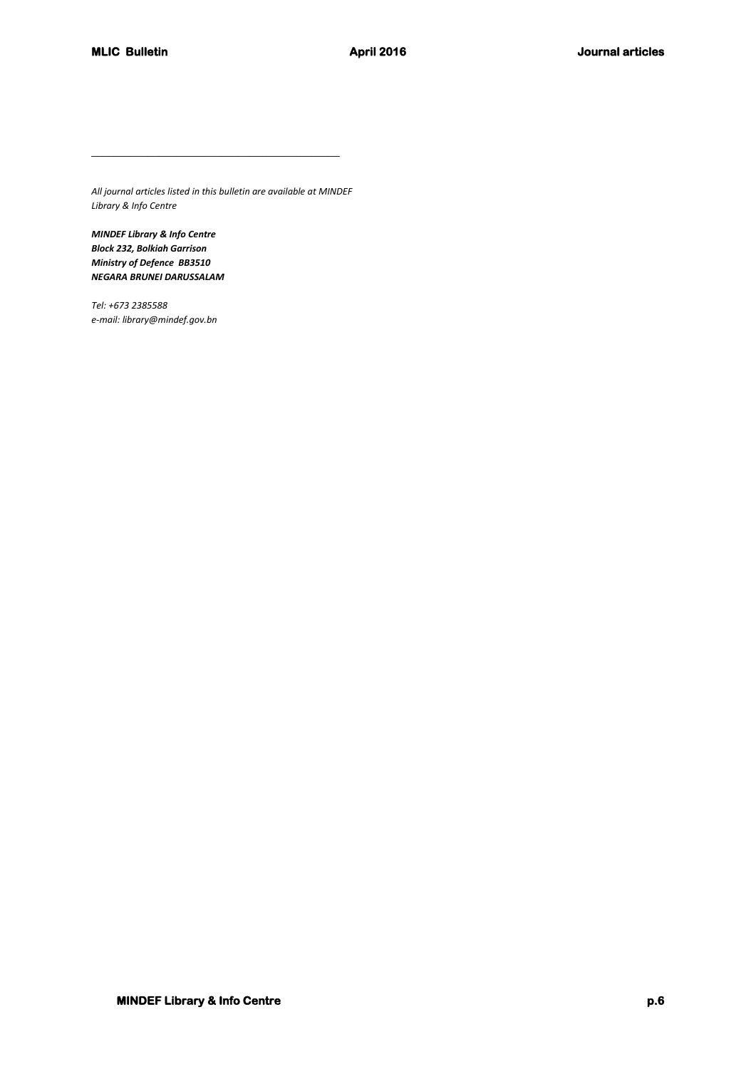---

*All journal articles listed in this bulletin are available at MINDEF Library & Info Centre*

***MINDEF Library & Info Centre***
***Block 232, Bolkiah Garrison***
***Ministry of Defence BB3510***
***NEGARA BRUNEI DARUSSALAM***

*Tel: +673 2385588*
*e-mail: library@mindef.gov.bn*